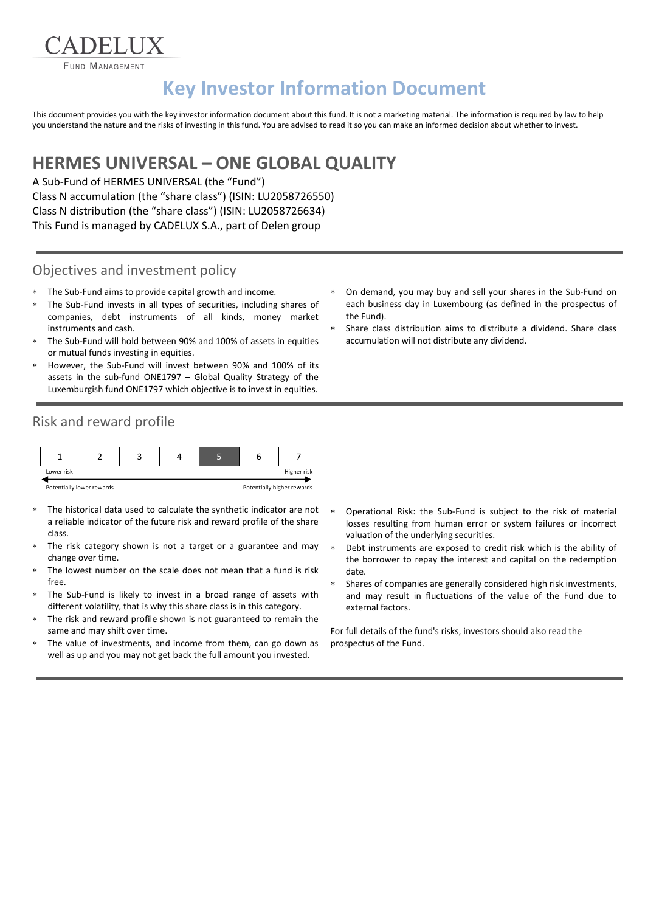CADELUX

FUND MANAGEMENT

# Key Investor Information Document

This document provides you with the key investor information document about this fund. It is not a marketing material. The information is required by law to help you understand the nature and the risks of investing in this fund. You are advised to read it so you can make an informed decision about whether to invest.

## HERMES UNIVERSAL – ONE GLOBAL QUALITY

A Sub-Fund of HERMES UNIVERSAL (the "Fund")
Class N accumulation (the "share class") (ISIN: LU2058726550)
Class N distribution (the "share class") (ISIN: LU2058726634)
This Fund is managed by CADELUX S.A., part of Delen group

### Objectives and investment policy

- The Sub-Fund aims to provide capital growth and income.
- The Sub-Fund invests in all types of securities, including shares of companies, debt instruments of all kinds, money market instruments and cash.
- The Sub-Fund will hold between 90% and 100% of assets in equities or mutual funds investing in equities.
- However, the Sub-Fund will invest between 90% and 100% of its assets in the sub-fund ONE1797 – Global Quality Strategy of the Luxemburgish fund ONE1797 which objective is to invest in equities.
- On demand, you may buy and sell your shares in the Sub-Fund on each business day in Luxembourg (as defined in the prospectus of the Fund).
- Share class distribution aims to distribute a dividend. Share class accumulation will not distribute any dividend.

### Risk and reward profile

| 1 | 2 | 3 | 4 | **5** | 6 | 7 |
|---|---|---|---|---|---|---|

Lower risk — Higher risk

Potentially lower rewards — Potentially higher rewards

- The historical data used to calculate the synthetic indicator are not a reliable indicator of the future risk and reward profile of the share class.
- The risk category shown is not a target or a guarantee and may change over time.
- The lowest number on the scale does not mean that a fund is risk free.
- The Sub-Fund is likely to invest in a broad range of assets with different volatility, that is why this share class is in this category.
- The risk and reward profile shown is not guaranteed to remain the same and may shift over time.
- The value of investments, and income from them, can go down as well as up and you may not get back the full amount you invested.
- Operational Risk: the Sub-Fund is subject to the risk of material losses resulting from human error or system failures or incorrect valuation of the underlying securities.
- Debt instruments are exposed to credit risk which is the ability of the borrower to repay the interest and capital on the redemption date.
- Shares of companies are generally considered high risk investments, and may result in fluctuations of the value of the Fund due to external factors.

For full details of the fund's risks, investors should also read the prospectus of the Fund.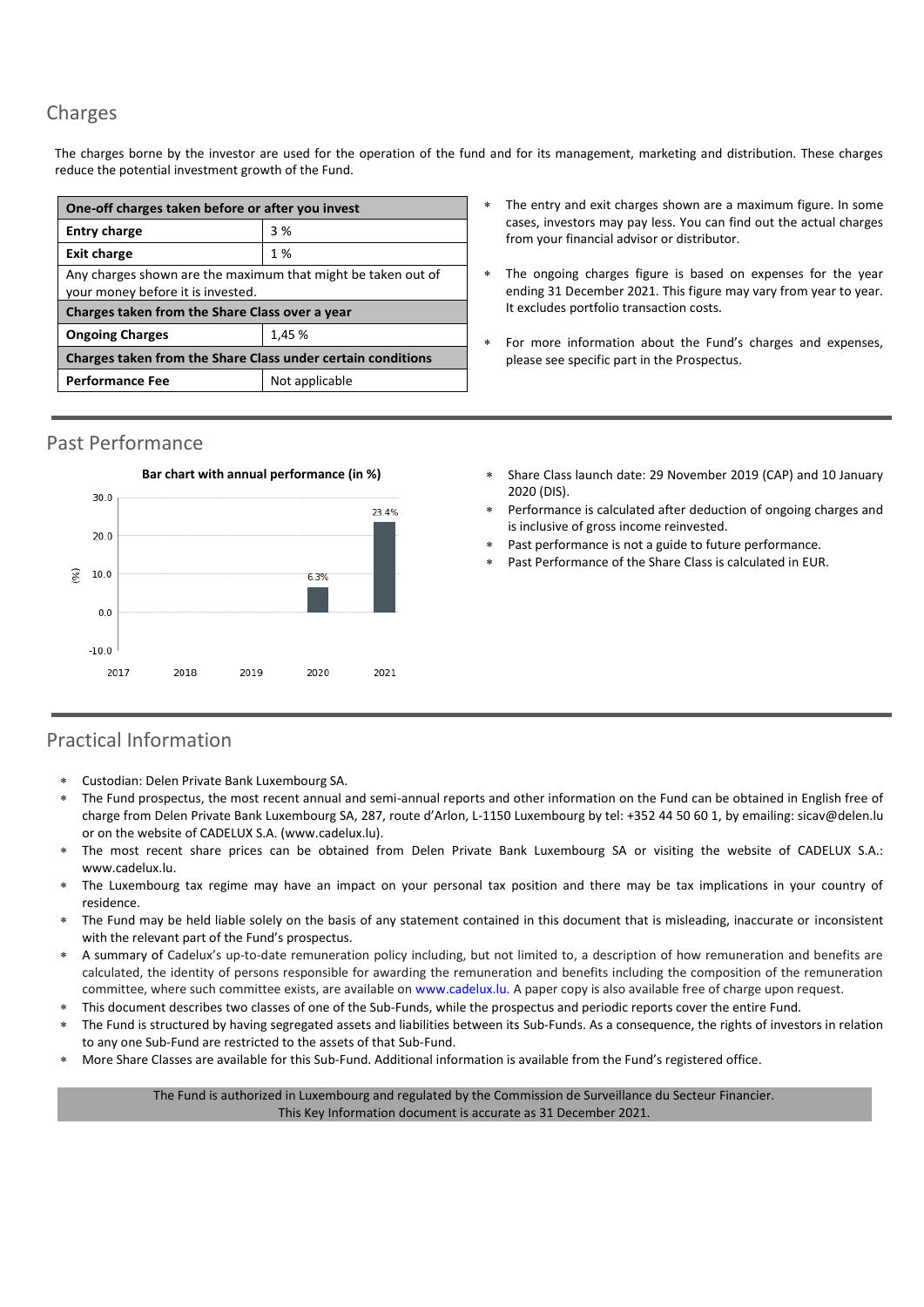## Charges

The charges borne by the investor are used for the operation of the fund and for its management, marketing and distribution. These charges reduce the potential investment growth of the Fund.

| One-off charges taken before or after you invest | |
|---|---|
| **Entry charge** | 3 % |
| **Exit charge** | 1 % |
| Any charges shown are the maximum that might be taken out of your money before it is invested. | |
| **Charges taken from the Share Class over a year** | |
| **Ongoing Charges** | 1,45 % |
| **Charges taken from the Share Class under certain conditions** | |
| **Performance Fee** | Not applicable |

* The entry and exit charges shown are a maximum figure. In some cases, investors may pay less. You can find out the actual charges from your financial advisor or distributor.
* The ongoing charges figure is based on expenses for the year ending 31 December 2021. This figure may vary from year to year. It excludes portfolio transaction costs.
* For more information about the Fund's charges and expenses, please see specific part in the Prospectus.

## Past Performance

**Bar chart with annual performance (in %)**

(%)

30.0
20.0
10.0
0.0
-10.0

2017
2018
2019
2020
2021

6.3%
23.4%

* Share Class launch date: 29 November 2019 (CAP) and 10 January 2020 (DIS).
* Performance is calculated after deduction of ongoing charges and is inclusive of gross income reinvested.
* Past performance is not a guide to future performance.
* Past Performance of the Share Class is calculated in EUR.

## Practical Information

* Custodian: Delen Private Bank Luxembourg SA.
* The Fund prospectus, the most recent annual and semi-annual reports and other information on the Fund can be obtained in English free of charge from Delen Private Bank Luxembourg SA, 287, route d'Arlon, L-1150 Luxembourg by tel: +352 44 50 60 1, by emailing: sicav@delen.lu or on the website of CADELUX S.A. (www.cadelux.lu).
* The most recent share prices can be obtained from Delen Private Bank Luxembourg SA or visiting the website of CADELUX S.A.: www.cadelux.lu.
* The Luxembourg tax regime may have an impact on your personal tax position and there may be tax implications in your country of residence.
* The Fund may be held liable solely on the basis of any statement contained in this document that is misleading, inaccurate or inconsistent with the relevant part of the Fund's prospectus.
* A summary of Cadelux's up-to-date remuneration policy including, but not limited to, a description of how remuneration and benefits are calculated, the identity of persons responsible for awarding the remuneration and benefits including the composition of the remuneration committee, where such committee exists, are available on www.cadelux.lu. A paper copy is also available free of charge upon request.
* This document describes two classes of one of the Sub-Funds, while the prospectus and periodic reports cover the entire Fund.
* The Fund is structured by having segregated assets and liabilities between its Sub-Funds. As a consequence, the rights of investors in relation to any one Sub-Fund are restricted to the assets of that Sub-Fund.
* More Share Classes are available for this Sub-Fund. Additional information is available from the Fund's registered office.

The Fund is authorized in Luxembourg and regulated by the Commission de Surveillance du Secteur Financier.
This Key Information document is accurate as 31 December 2021.